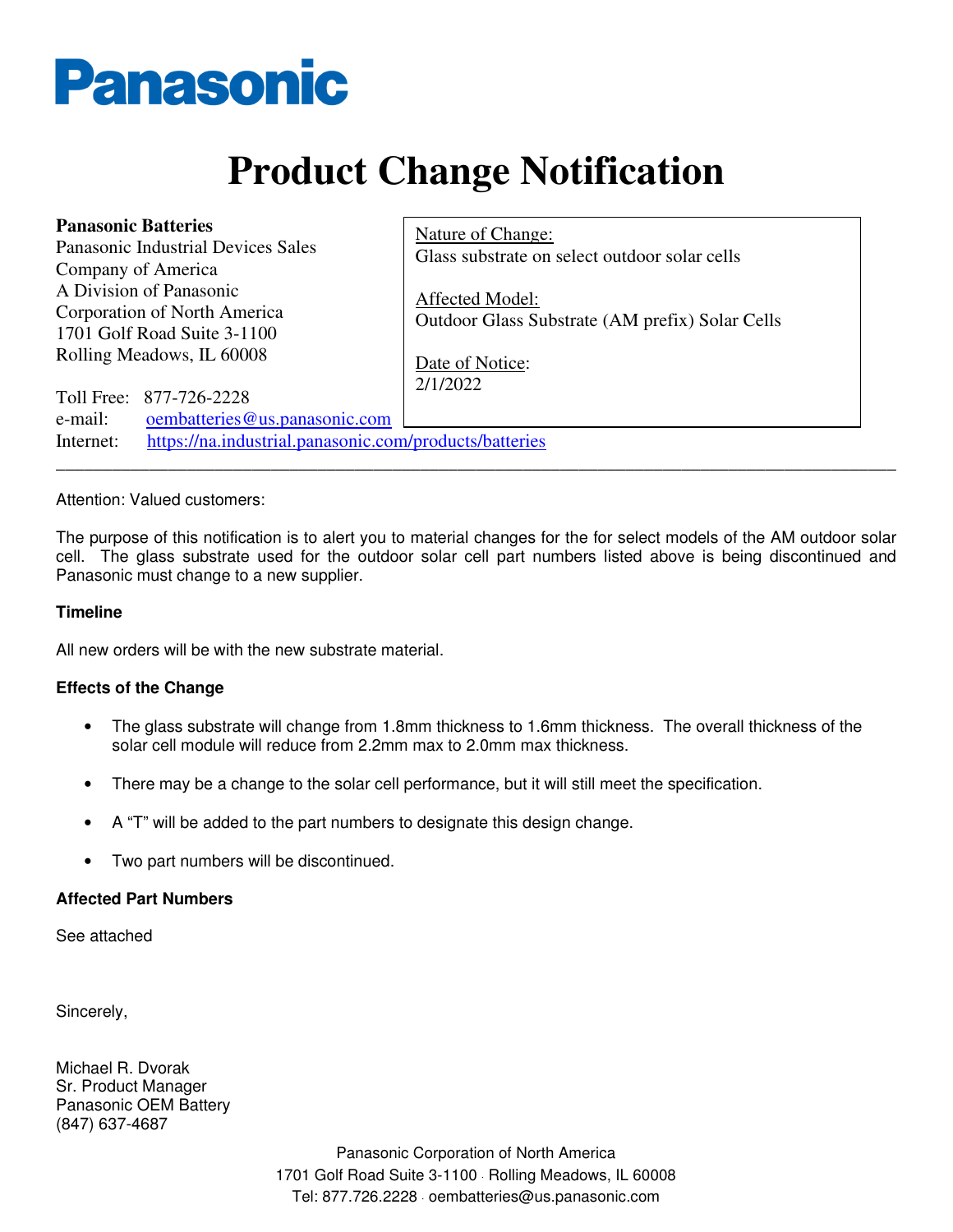Panasonic

# Product Change Notification

**Panasonic Batteries**
Panasonic Industrial Devices Sales Company of America
A Division of Panasonic Corporation of North America
1701 Golf Road Suite 3-1100
Rolling Meadows, IL 60008

Toll Free: 877-726-2228
e-mail: oembatteries@us.panasonic.com
Internet: https://na.industrial.panasonic.com/products/batteries

Nature of Change:
Glass substrate on select outdoor solar cells

Affected Model:
Outdoor Glass Substrate (AM prefix) Solar Cells

Date of Notice:
2/1/2022

---

Attention: Valued customers:

The purpose of this notification is to alert you to material changes for the for select models of the AM outdoor solar cell. The glass substrate used for the outdoor solar cell part numbers listed above is being discontinued and Panasonic must change to a new supplier.

**Timeline**

All new orders will be with the new substrate material.

**Effects of the Change**

- The glass substrate will change from 1.8mm thickness to 1.6mm thickness. The overall thickness of the solar cell module will reduce from 2.2mm max to 2.0mm max thickness.
- There may be a change to the solar cell performance, but it will still meet the specification.
- A "T" will be added to the part numbers to designate this design change.
- Two part numbers will be discontinued.

**Affected Part Numbers**

See attached

Sincerely,

Michael R. Dvorak
Sr. Product Manager
Panasonic OEM Battery
(847) 637-4687

Panasonic Corporation of North America
1701 Golf Road Suite 3-1100 . Rolling Meadows, IL 60008
Tel: 877.726.2228 . oembatteries@us.panasonic.com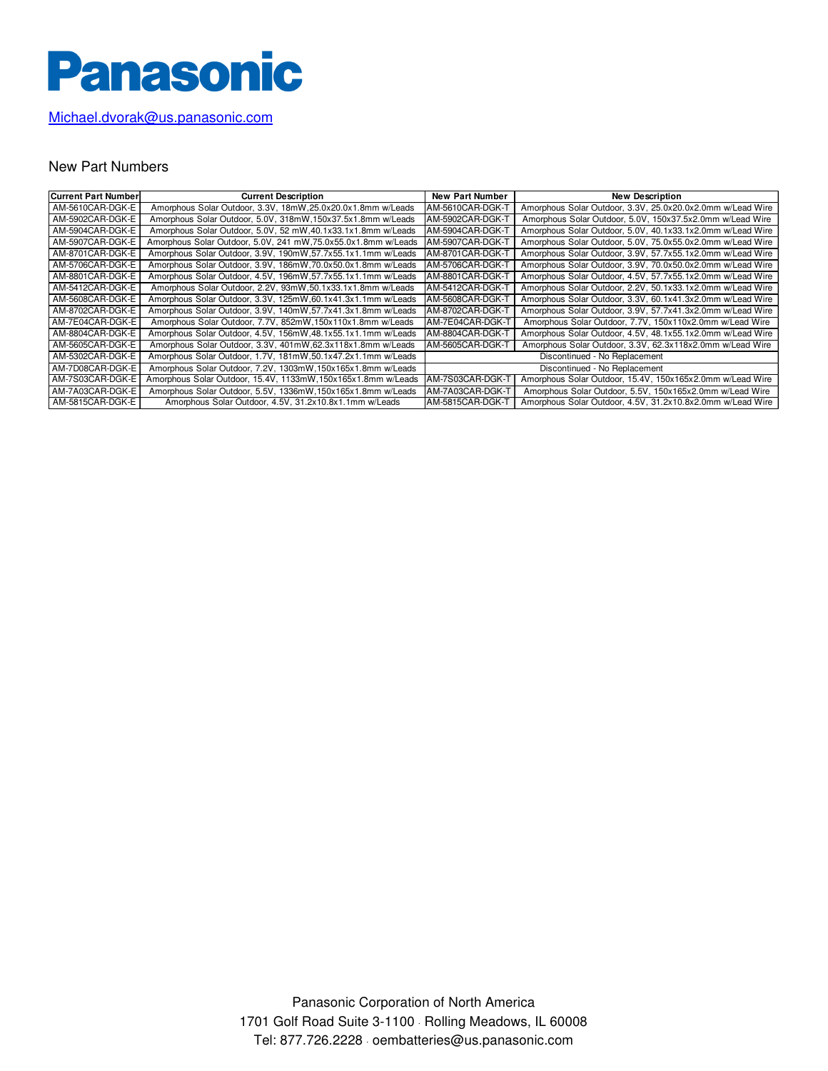Panasonic

Michael.dvorak@us.panasonic.com

New Part Numbers

| Current Part Number | Current Description | New Part Number | New Description |
|---|---|---|---|
| AM-5610CAR-DGK-E | Amorphous Solar Outdoor, 3.3V, 18mW,25.0x20.0x1.8mm w/Leads | AM-5610CAR-DGK-T | Amorphous Solar Outdoor, 3.3V, 25.0x20.0x2.0mm w/Lead Wire |
| AM-5902CAR-DGK-E | Amorphous Solar Outdoor, 5.0V, 318mW,150x37.5x1.8mm w/Leads | AM-5902CAR-DGK-T | Amorphous Solar Outdoor, 5.0V, 150x37.5x2.0mm w/Lead Wire |
| AM-5904CAR-DGK-E | Amorphous Solar Outdoor, 5.0V, 52 mW,40.1x33.1x1.8mm w/Leads | AM-5904CAR-DGK-T | Amorphous Solar Outdoor, 5.0V, 40.1x33.1x2.0mm w/Lead Wire |
| AM-5907CAR-DGK-E | Amorphous Solar Outdoor, 5.0V, 241 mW,75.0x55.0x1.8mm w/Leads | AM-5907CAR-DGK-T | Amorphous Solar Outdoor, 5.0V, 75.0x55.0x2.0mm w/Lead Wire |
| AM-8701CAR-DGK-E | Amorphous Solar Outdoor, 3.9V, 190mW,57.7x55.1x1.1mm w/Leads | AM-8701CAR-DGK-T | Amorphous Solar Outdoor, 3.9V, 57.7x55.1x2.0mm w/Lead Wire |
| AM-5706CAR-DGK-E | Amorphous Solar Outdoor, 3.9V, 186mW,70.0x50.0x1.8mm w/Leads | AM-5706CAR-DGK-T | Amorphous Solar Outdoor, 3.9V, 70.0x50.0x2.0mm w/Lead Wire |
| AM-8801CAR-DGK-E | Amorphous Solar Outdoor, 4.5V, 196mW,57.7x55.1x1.1mm w/Leads | AM-8801CAR-DGK-T | Amorphous Solar Outdoor, 4.5V, 57.7x55.1x2.0mm w/Lead Wire |
| AM-5412CAR-DGK-E | Amorphous Solar Outdoor, 2.2V, 93mW,50.1x33.1x1.8mm w/Leads | AM-5412CAR-DGK-T | Amorphous Solar Outdoor, 2.2V, 50.1x33.1x2.0mm w/Lead Wire |
| AM-5608CAR-DGK-E | Amorphous Solar Outdoor, 3.3V, 125mW,60.1x41.3x1.1mm w/Leads | AM-5608CAR-DGK-T | Amorphous Solar Outdoor, 3.3V, 60.1x41.3x2.0mm w/Lead Wire |
| AM-8702CAR-DGK-E | Amorphous Solar Outdoor, 3.9V, 140mW,57.7x41.3x1.8mm w/Leads | AM-8702CAR-DGK-T | Amorphous Solar Outdoor, 3.9V, 57.7x41.3x2.0mm w/Lead Wire |
| AM-7E04CAR-DGK-E | Amorphous Solar Outdoor, 7.7V, 852mW,150x110x1.8mm w/Leads | AM-7E04CAR-DGK-T | Amorphous Solar Outdoor, 7.7V, 150x110x2.0mm w/Lead Wire |
| AM-8804CAR-DGK-E | Amorphous Solar Outdoor, 4.5V, 156mW,48.1x55.1x1.1mm w/Leads | AM-8804CAR-DGK-T | Amorphous Solar Outdoor, 4.5V, 48.1x55.1x2.0mm w/Lead Wire |
| AM-5605CAR-DGK-E | Amorphous Solar Outdoor, 3.3V, 401mW,62.3x118x1.8mm w/Leads | AM-5605CAR-DGK-T | Amorphous Solar Outdoor, 3.3V, 62.3x118x2.0mm w/Lead Wire |
| AM-5302CAR-DGK-E | Amorphous Solar Outdoor, 1.7V, 181mW,50.1x47.2x1.1mm w/Leads | Discontinued - No Replacement | |
| AM-7D08CAR-DGK-E | Amorphous Solar Outdoor, 7.2V, 1303mW,150x165x1.8mm w/Leads | Discontinued - No Replacement | |
| AM-7S03CAR-DGK-E | Amorphous Solar Outdoor, 15.4V, 1133mW,150x165x1.8mm w/Leads | AM-7S03CAR-DGK-T | Amorphous Solar Outdoor, 15.4V, 150x165x2.0mm w/Lead Wire |
| AM-7A03CAR-DGK-E | Amorphous Solar Outdoor, 5.5V, 1336mW,150x165x1.8mm w/Leads | AM-7A03CAR-DGK-T | Amorphous Solar Outdoor, 5.5V, 150x165x2.0mm w/Lead Wire |
| AM-5815CAR-DGK-E | Amorphous Solar Outdoor, 4.5V, 31.2x10.8x1.1mm w/Leads | AM-5815CAR-DGK-T | Amorphous Solar Outdoor, 4.5V, 31.2x10.8x2.0mm w/Lead Wire |

Panasonic Corporation of North America
1701 Golf Road Suite 3-1100 · Rolling Meadows, IL 60008
Tel: 877.726.2228 · oembatteries@us.panasonic.com